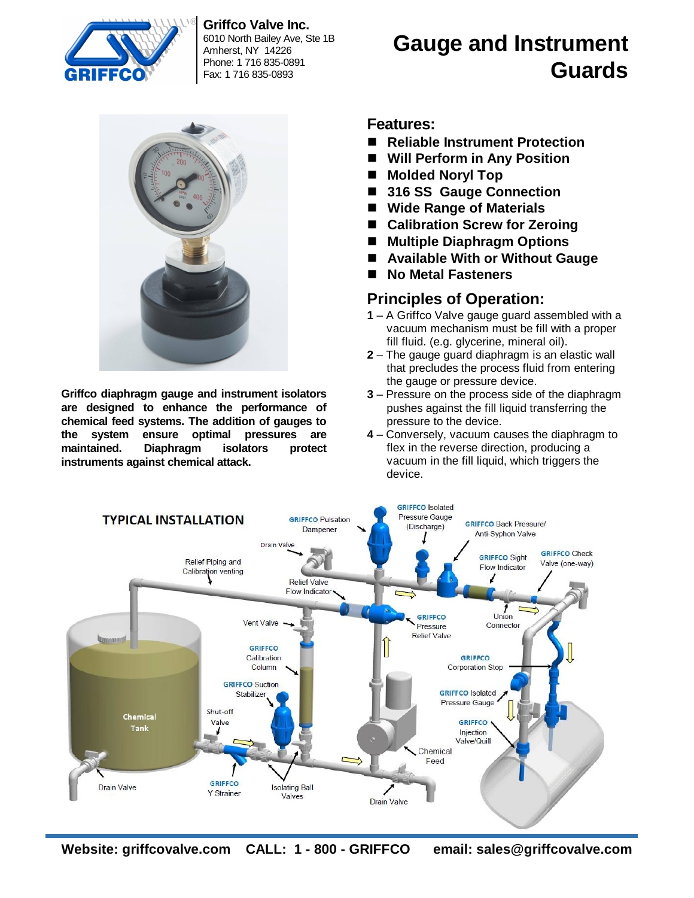**Griffco Valve Inc.**
6010 North Bailey Ave, Ste 1B
Amherst, NY 14226
Phone: 1 716 835-0891
Fax: 1 716 835-0893

# Gauge and Instrument Guards

**Griffco diaphragm gauge and instrument isolators are designed to enhance the performance of chemical feed systems. The addition of gauges to the system ensure optimal pressures are maintained. Diaphragm isolators protect instruments against chemical attack.**

## Features:

- **Reliable Instrument Protection**
- **Will Perform in Any Position**
- **Molded Noryl Top**
- **316 SS Gauge Connection**
- **Wide Range of Materials**
- **Calibration Screw for Zeroing**
- **Multiple Diaphragm Options**
- **Available With or Without Gauge**
- **No Metal Fasteners**

## Principles of Operation:

**1** – A Griffco Valve gauge guard assembled with a vacuum mechanism must be fill with a proper fill fluid. (e.g. glycerine, mineral oil).

**2** – The gauge guard diaphragm is an elastic wall that precludes the process fluid from entering the gauge or pressure device.

**3** – Pressure on the process side of the diaphragm pushes against the fill liquid transferring the pressure to the device.

**4** – Conversely, vacuum causes the diaphragm to flex in the reverse direction, producing a vacuum in the fill liquid, which triggers the device.

**Website: griffcovalve.com CALL: 1 - 800 - GRIFFCO email: sales@griffcovalve.com**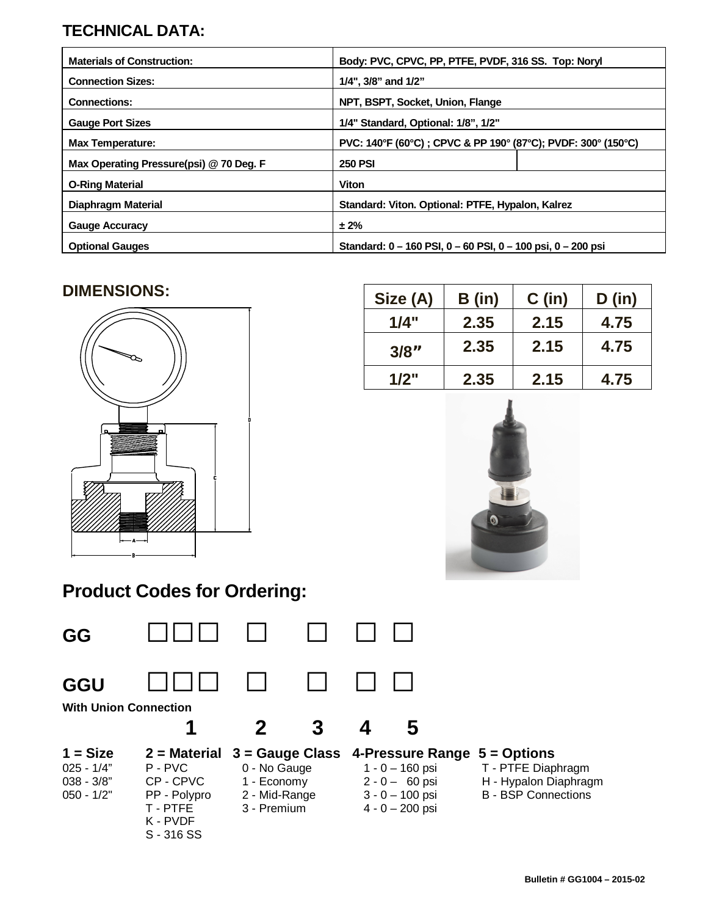## TECHNICAL DATA:

| | |
|---|---|
| **Materials of Construction:** | **Body: PVC, CPVC, PP, PTFE, PVDF, 316 SS. Top: Noryl** |
| **Connection Sizes:** | **1/4", 3/8" and 1/2"** |
| **Connections:** | **NPT, BSPT, Socket, Union, Flange** |
| **Gauge Port Sizes** | **1/4" Standard, Optional: 1/8", 1/2"** |
| **Max Temperature:** | **PVC: 140°F (60°C) ; CPVC & PP 190° (87°C); PVDF: 300° (150°C)** |
| **Max Operating Pressure(psi) @ 70 Deg. F** | **250 PSI** |
| **O-Ring Material** | **Viton** |
| **Diaphragm Material** | **Standard: Viton. Optional: PTFE, Hypalon, Kalrez** |
| **Gauge Accuracy** | **± 2%** |
| **Optional Gauges** | **Standard: 0 – 160 PSI, 0 – 60 PSI, 0 – 100 psi, 0 – 200 psi** |

## DIMENSIONS:

D

C

A

B

| Size (A) | B (in) | C (in) | D (in) |
|---|---|---|---|
| 1/4" | 2.35 | 2.15 | 4.75 |
| 3/8" | 2.35 | 2.15 | 4.75 |
| 1/2" | 2.35 | 2.15 | 4.75 |

## Product Codes for Ordering:

**GG** □□□ □ □ □ □

**GGU** □□□ □ □ □ □

**With Union Connection**

**1 2 3 4 5**

**1 = Size**
- 025 - 1/4"
- 038 - 3/8"
- 050 - 1/2"

**2 = Material**
- P - PVC
- CP - CPVC
- PP - Polypro
- T - PTFE
- K - PVDF
- S - 316 SS

**3 = Gauge Class**
- 0 - No Gauge
- 1 - Economy
- 2 - Mid-Range
- 3 - Premium

**4-Pressure Range**
- 1 - 0 – 160 psi
- 2 - 0 – 60 psi
- 3 - 0 – 100 psi
- 4 - 0 – 200 psi

**5 = Options**
- T - PTFE Diaphragm
- H - Hypalon Diaphragm
- B - BSP Connections

**Bulletin # GG1004 – 2015-02**